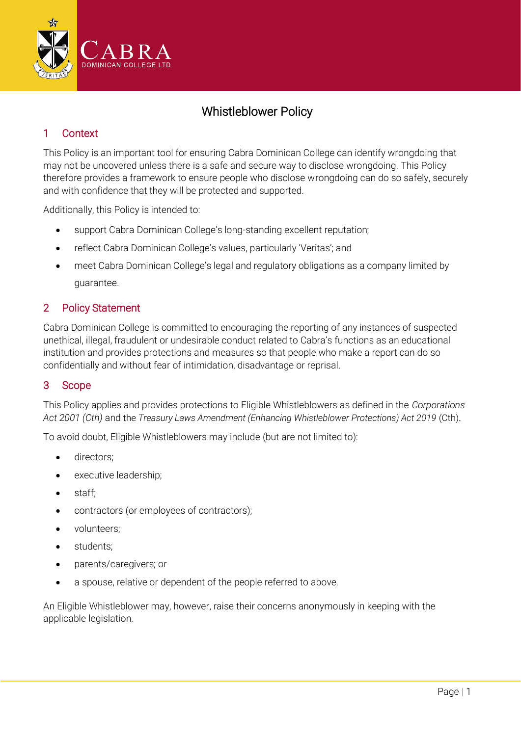# Whistleblower Policy

## 1 Context

This Policy is an important tool for ensuring Cabra Dominican College can identify wrongdoing that may not be uncovered unless there is a safe and secure way to disclose wrongdoing. This Policy therefore provides a framework to ensure people who disclose wrongdoing can do so safely, securely and with confidence that they will be protected and supported.

Additionally, this Policy is intended to:

- support Cabra Dominican College's long-standing excellent reputation;
- reflect Cabra Dominican College's values, particularly 'Veritas'; and
- meet Cabra Dominican College's legal and regulatory obligations as a company limited by guarantee.

## 2 Policy Statement

Cabra Dominican College is committed to encouraging the reporting of any instances of suspected unethical, illegal, fraudulent or undesirable conduct related to Cabra's functions as an educational institution and provides protections and measures so that people who make a report can do so confidentially and without fear of intimidation, disadvantage or reprisal.

## 3 Scope

This Policy applies and provides protections to Eligible Whistleblowers as defined in the *Corporations Act 2001 (Cth)* and the *Treasury Laws Amendment (Enhancing Whistleblower Protections) Act 2019* (Cth).

To avoid doubt, Eligible Whistleblowers may include (but are not limited to):

- directors;
- executive leadership;
- staff;
- contractors (or employees of contractors);
- volunteers;
- students;
- parents/caregivers; or
- a spouse, relative or dependent of the people referred to above.

An Eligible Whistleblower may, however, raise their concerns anonymously in keeping with the applicable legislation.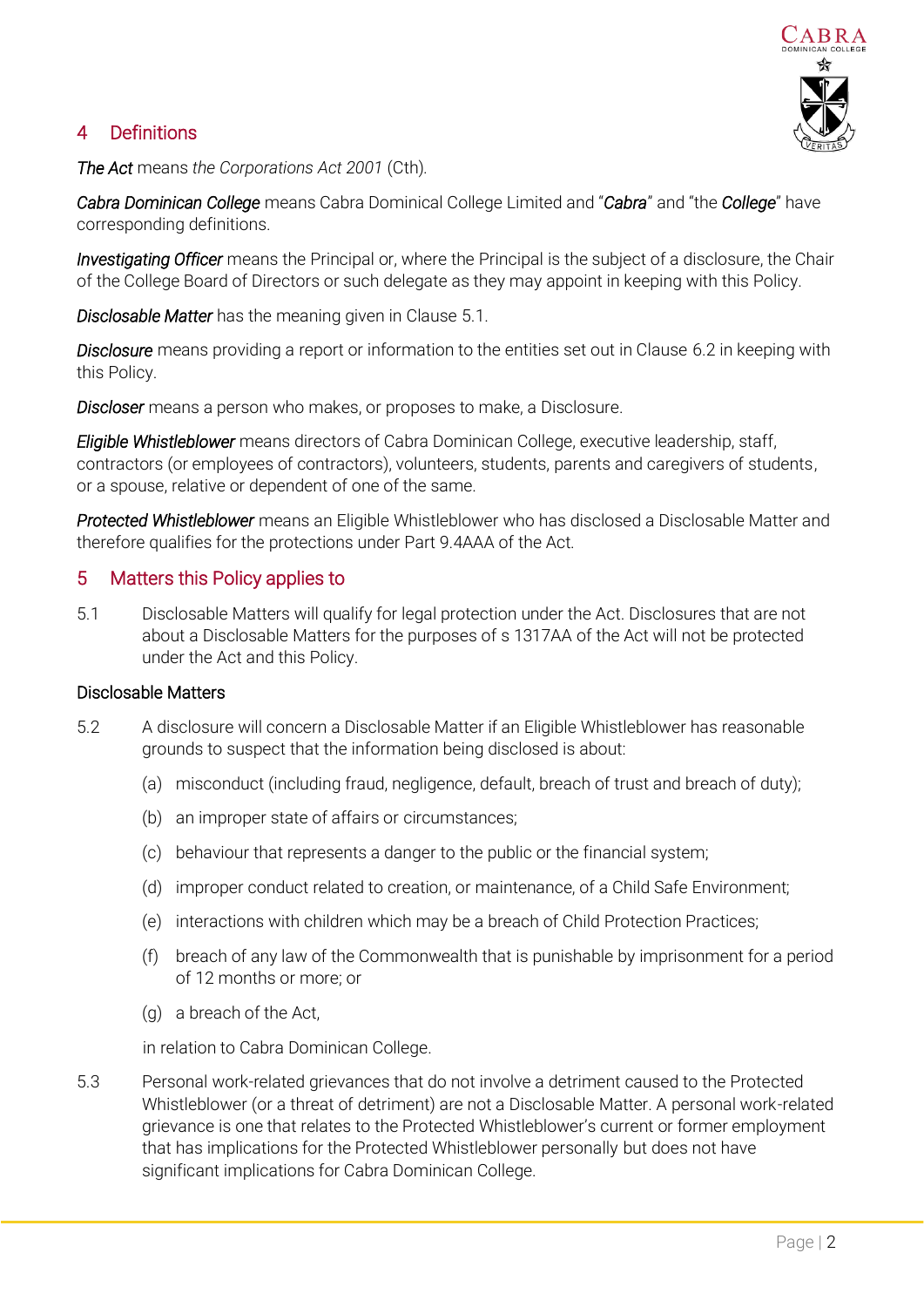## 4 Definitions

*The Act* means *the Corporations Act 2001* (Cth).

*Cabra Dominican College* means Cabra Dominical College Limited and "*Cabra*" and "the *College*" have corresponding definitions.

*Investigating Officer* means the Principal or, where the Principal is the subject of a disclosure, the Chair of the College Board of Directors or such delegate as they may appoint in keeping with this Policy.

*Disclosable Matter* has the meaning given in Clause 5.1.

*Disclosure* means providing a report or information to the entities set out in Clause 6.2 in keeping with this Policy.

*Discloser* means a person who makes, or proposes to make, a Disclosure.

*Eligible Whistleblower* means directors of Cabra Dominican College, executive leadership, staff, contractors (or employees of contractors), volunteers, students, parents and caregivers of students, or a spouse, relative or dependent of one of the same.

*Protected Whistleblower* means an Eligible Whistleblower who has disclosed a Disclosable Matter and therefore qualifies for the protections under Part 9.4AAA of the Act.

## 5 Matters this Policy applies to

5.1 Disclosable Matters will qualify for legal protection under the Act. Disclosures that are not about a Disclosable Matters for the purposes of s 1317AA of the Act will not be protected under the Act and this Policy.

### Disclosable Matters

5.2 A disclosure will concern a Disclosable Matter if an Eligible Whistleblower has reasonable grounds to suspect that the information being disclosed is about:

(a) misconduct (including fraud, negligence, default, breach of trust and breach of duty);

(b) an improper state of affairs or circumstances;

(c) behaviour that represents a danger to the public or the financial system;

(d) improper conduct related to creation, or maintenance, of a Child Safe Environment;

(e) interactions with children which may be a breach of Child Protection Practices;

(f) breach of any law of the Commonwealth that is punishable by imprisonment for a period of 12 months or more; or

(g) a breach of the Act,

in relation to Cabra Dominican College.

5.3 Personal work-related grievances that do not involve a detriment caused to the Protected Whistleblower (or a threat of detriment) are not a Disclosable Matter. A personal work-related grievance is one that relates to the Protected Whistleblower's current or former employment that has implications for the Protected Whistleblower personally but does not have significant implications for Cabra Dominican College.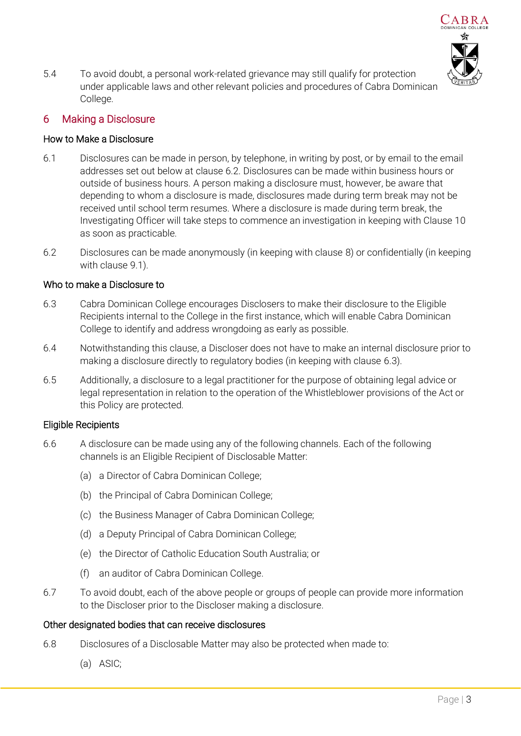5.4 To avoid doubt, a personal work-related grievance may still qualify for protection under applicable laws and other relevant policies and procedures of Cabra Dominican College.

## 6 Making a Disclosure

### How to Make a Disclosure

6.1 Disclosures can be made in person, by telephone, in writing by post, or by email to the email addresses set out below at clause 6.2. Disclosures can be made within business hours or outside of business hours. A person making a disclosure must, however, be aware that depending to whom a disclosure is made, disclosures made during term break may not be received until school term resumes. Where a disclosure is made during term break, the Investigating Officer will take steps to commence an investigation in keeping with Clause 10 as soon as practicable.

6.2 Disclosures can be made anonymously (in keeping with clause 8) or confidentially (in keeping with clause 9.1).

### Who to make a Disclosure to

6.3 Cabra Dominican College encourages Disclosers to make their disclosure to the Eligible Recipients internal to the College in the first instance, which will enable Cabra Dominican College to identify and address wrongdoing as early as possible.

6.4 Notwithstanding this clause, a Discloser does not have to make an internal disclosure prior to making a disclosure directly to regulatory bodies (in keeping with clause 6.3).

6.5 Additionally, a disclosure to a legal practitioner for the purpose of obtaining legal advice or legal representation in relation to the operation of the Whistleblower provisions of the Act or this Policy are protected.

### Eligible Recipients

6.6 A disclosure can be made using any of the following channels. Each of the following channels is an Eligible Recipient of Disclosable Matter:

(a) a Director of Cabra Dominican College;

(b) the Principal of Cabra Dominican College;

(c) the Business Manager of Cabra Dominican College;

(d) a Deputy Principal of Cabra Dominican College;

(e) the Director of Catholic Education South Australia; or

(f) an auditor of Cabra Dominican College.

6.7 To avoid doubt, each of the above people or groups of people can provide more information to the Discloser prior to the Discloser making a disclosure.

### Other designated bodies that can receive disclosures

6.8 Disclosures of a Disclosable Matter may also be protected when made to:

(a) ASIC;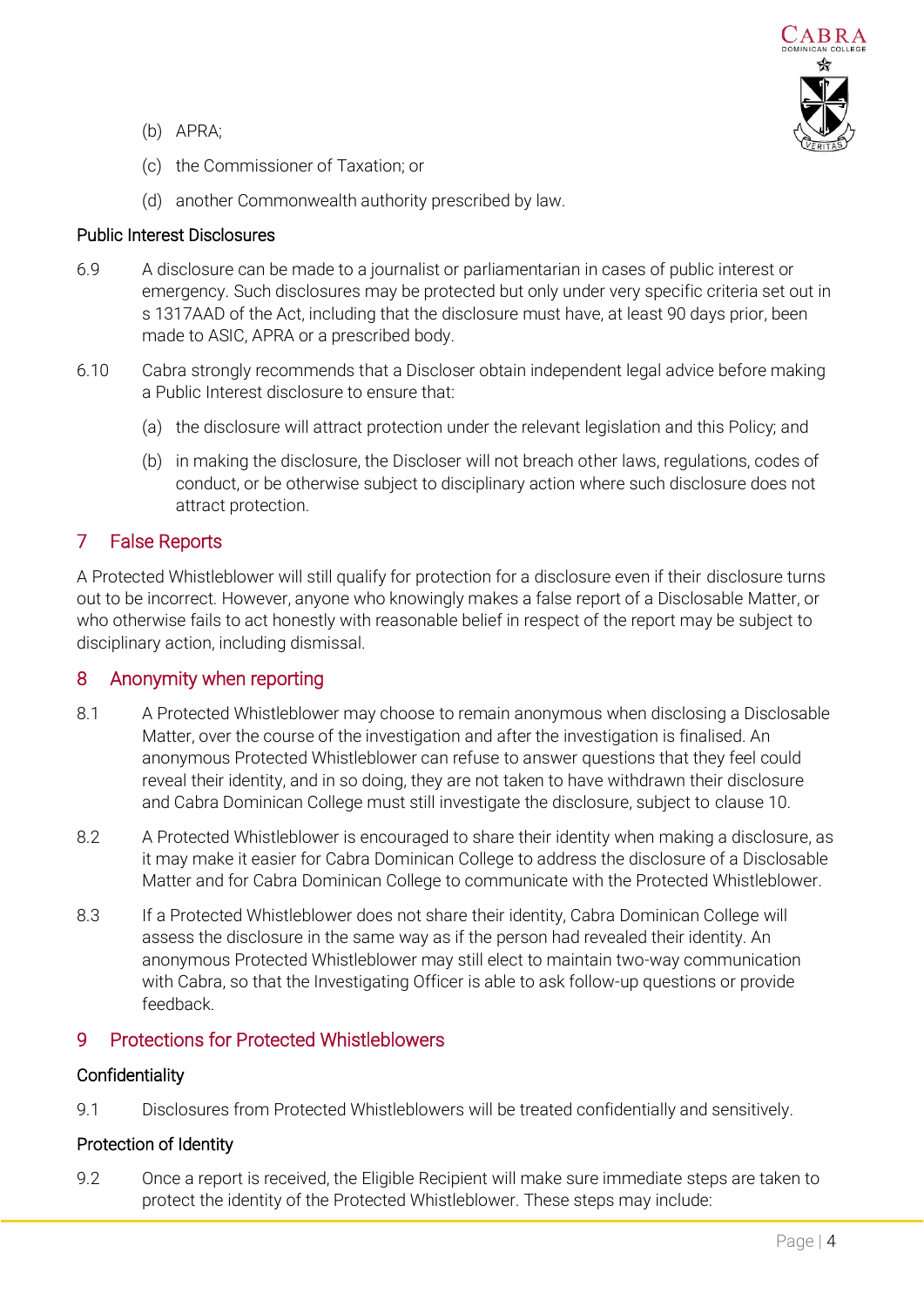(b) APRA;

(c) the Commissioner of Taxation; or

(d) another Commonwealth authority prescribed by law.

### Public Interest Disclosures

6.9 A disclosure can be made to a journalist or parliamentarian in cases of public interest or emergency. Such disclosures may be protected but only under very specific criteria set out in s 1317AAD of the Act, including that the disclosure must have, at least 90 days prior, been made to ASIC, APRA or a prescribed body.

6.10 Cabra strongly recommends that a Discloser obtain independent legal advice before making a Public Interest disclosure to ensure that:

(a) the disclosure will attract protection under the relevant legislation and this Policy; and

(b) in making the disclosure, the Discloser will not breach other laws, regulations, codes of conduct, or be otherwise subject to disciplinary action where such disclosure does not attract protection.

## 7 False Reports

A Protected Whistleblower will still qualify for protection for a disclosure even if their disclosure turns out to be incorrect. However, anyone who knowingly makes a false report of a Disclosable Matter, or who otherwise fails to act honestly with reasonable belief in respect of the report may be subject to disciplinary action, including dismissal.

## 8 Anonymity when reporting

8.1 A Protected Whistleblower may choose to remain anonymous when disclosing a Disclosable Matter, over the course of the investigation and after the investigation is finalised. An anonymous Protected Whistleblower can refuse to answer questions that they feel could reveal their identity, and in so doing, they are not taken to have withdrawn their disclosure and Cabra Dominican College must still investigate the disclosure, subject to clause 10.

8.2 A Protected Whistleblower is encouraged to share their identity when making a disclosure, as it may make it easier for Cabra Dominican College to address the disclosure of a Disclosable Matter and for Cabra Dominican College to communicate with the Protected Whistleblower.

8.3 If a Protected Whistleblower does not share their identity, Cabra Dominican College will assess the disclosure in the same way as if the person had revealed their identity. An anonymous Protected Whistleblower may still elect to maintain two-way communication with Cabra, so that the Investigating Officer is able to ask follow-up questions or provide feedback.

## 9 Protections for Protected Whistleblowers

### Confidentiality

9.1 Disclosures from Protected Whistleblowers will be treated confidentially and sensitively.

### Protection of Identity

9.2 Once a report is received, the Eligible Recipient will make sure immediate steps are taken to protect the identity of the Protected Whistleblower. These steps may include: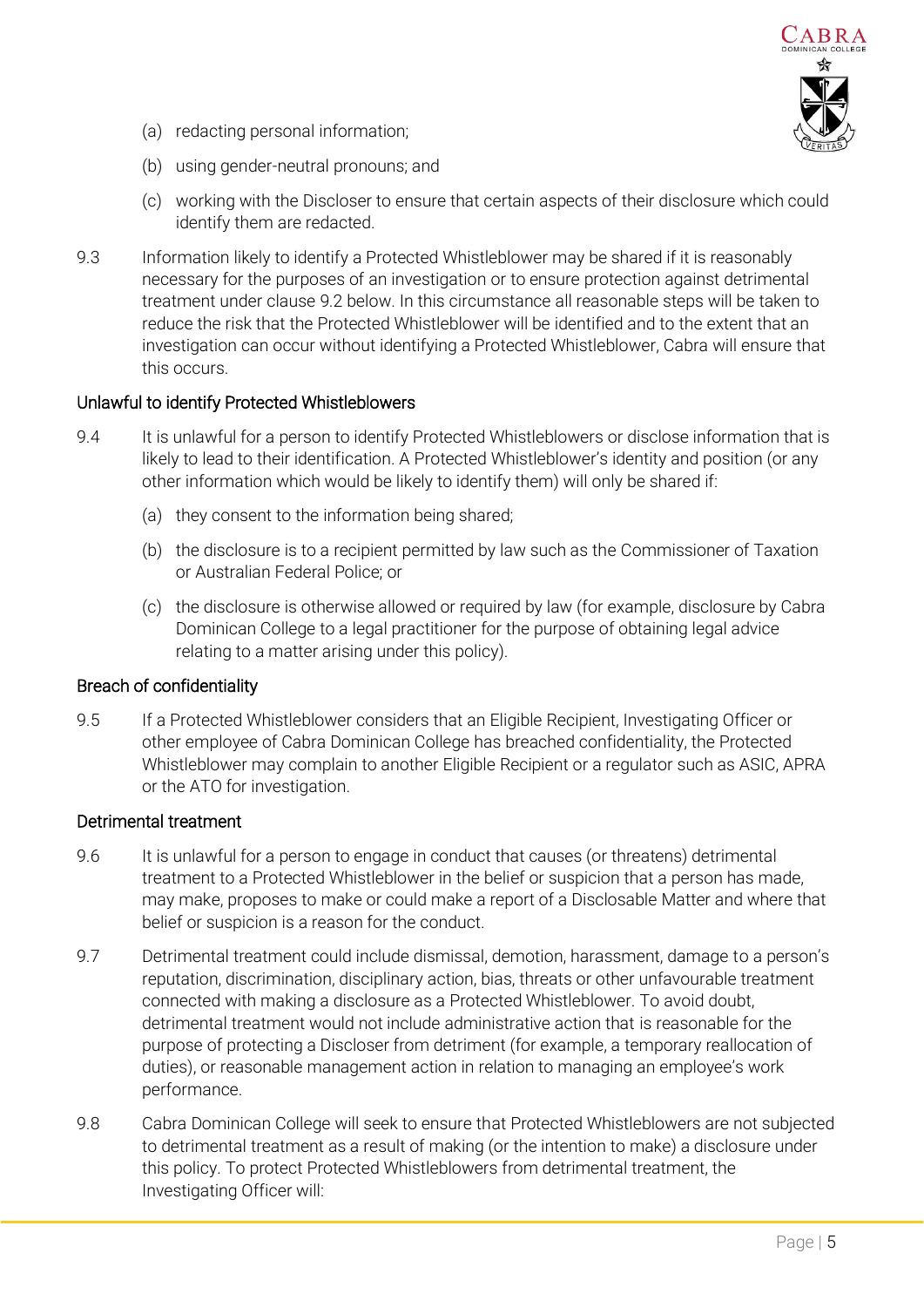(a) redacting personal information;

(b) using gender-neutral pronouns; and

(c) working with the Discloser to ensure that certain aspects of their disclosure which could identify them are redacted.

9.3 Information likely to identify a Protected Whistleblower may be shared if it is reasonably necessary for the purposes of an investigation or to ensure protection against detrimental treatment under clause 9.2 below. In this circumstance all reasonable steps will be taken to reduce the risk that the Protected Whistleblower will be identified and to the extent that an investigation can occur without identifying a Protected Whistleblower, Cabra will ensure that this occurs.

### Unlawful to identify Protected Whistleblowers

9.4 It is unlawful for a person to identify Protected Whistleblowers or disclose information that is likely to lead to their identification. A Protected Whistleblower's identity and position (or any other information which would be likely to identify them) will only be shared if:

(a) they consent to the information being shared;

(b) the disclosure is to a recipient permitted by law such as the Commissioner of Taxation or Australian Federal Police; or

(c) the disclosure is otherwise allowed or required by law (for example, disclosure by Cabra Dominican College to a legal practitioner for the purpose of obtaining legal advice relating to a matter arising under this policy).

### Breach of confidentiality

9.5 If a Protected Whistleblower considers that an Eligible Recipient, Investigating Officer or other employee of Cabra Dominican College has breached confidentiality, the Protected Whistleblower may complain to another Eligible Recipient or a regulator such as ASIC, APRA or the ATO for investigation.

### Detrimental treatment

9.6 It is unlawful for a person to engage in conduct that causes (or threatens) detrimental treatment to a Protected Whistleblower in the belief or suspicion that a person has made, may make, proposes to make or could make a report of a Disclosable Matter and where that belief or suspicion is a reason for the conduct.

9.7 Detrimental treatment could include dismissal, demotion, harassment, damage to a person's reputation, discrimination, disciplinary action, bias, threats or other unfavourable treatment connected with making a disclosure as a Protected Whistleblower. To avoid doubt, detrimental treatment would not include administrative action that is reasonable for the purpose of protecting a Discloser from detriment (for example, a temporary reallocation of duties), or reasonable management action in relation to managing an employee's work performance.

9.8 Cabra Dominican College will seek to ensure that Protected Whistleblowers are not subjected to detrimental treatment as a result of making (or the intention to make) a disclosure under this policy. To protect Protected Whistleblowers from detrimental treatment, the Investigating Officer will: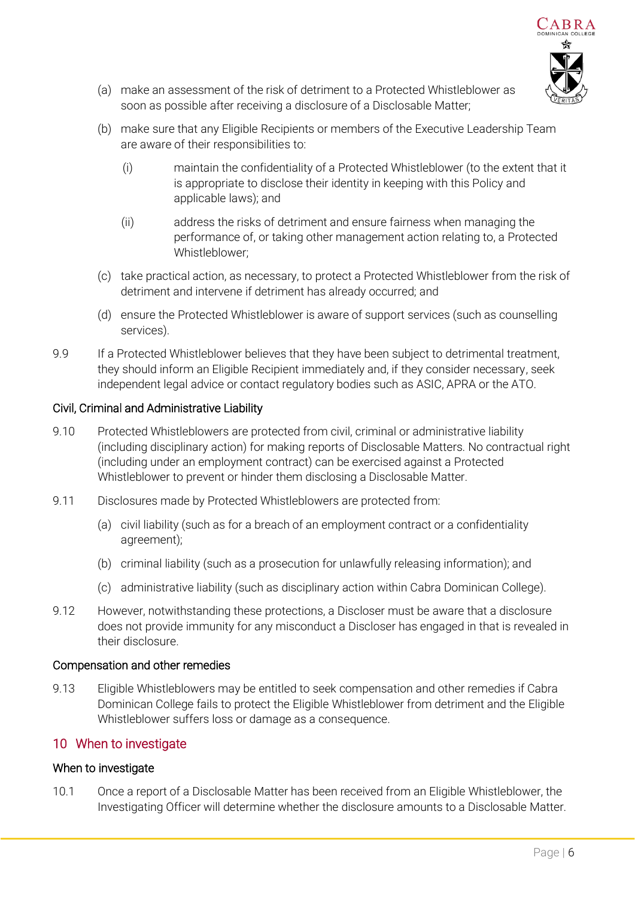(a) make an assessment of the risk of detriment to a Protected Whistleblower as soon as possible after receiving a disclosure of a Disclosable Matter;

(b) make sure that any Eligible Recipients or members of the Executive Leadership Team are aware of their responsibilities to:

   (i) maintain the confidentiality of a Protected Whistleblower (to the extent that it is appropriate to disclose their identity in keeping with this Policy and applicable laws); and

   (ii) address the risks of detriment and ensure fairness when managing the performance of, or taking other management action relating to, a Protected Whistleblower;

(c) take practical action, as necessary, to protect a Protected Whistleblower from the risk of detriment and intervene if detriment has already occurred; and

(d) ensure the Protected Whistleblower is aware of support services (such as counselling services).

9.9 If a Protected Whistleblower believes that they have been subject to detrimental treatment, they should inform an Eligible Recipient immediately and, if they consider necessary, seek independent legal advice or contact regulatory bodies such as ASIC, APRA or the ATO.

### Civil, Criminal and Administrative Liability

9.10 Protected Whistleblowers are protected from civil, criminal or administrative liability (including disciplinary action) for making reports of Disclosable Matters. No contractual right (including under an employment contract) can be exercised against a Protected Whistleblower to prevent or hinder them disclosing a Disclosable Matter.

9.11 Disclosures made by Protected Whistleblowers are protected from:

(a) civil liability (such as for a breach of an employment contract or a confidentiality agreement);

(b) criminal liability (such as a prosecution for unlawfully releasing information); and

(c) administrative liability (such as disciplinary action within Cabra Dominican College).

9.12 However, notwithstanding these protections, a Discloser must be aware that a disclosure does not provide immunity for any misconduct a Discloser has engaged in that is revealed in their disclosure.

### Compensation and other remedies

9.13 Eligible Whistleblowers may be entitled to seek compensation and other remedies if Cabra Dominican College fails to protect the Eligible Whistleblower from detriment and the Eligible Whistleblower suffers loss or damage as a consequence.

## 10 When to investigate

### When to investigate

10.1 Once a report of a Disclosable Matter has been received from an Eligible Whistleblower, the Investigating Officer will determine whether the disclosure amounts to a Disclosable Matter.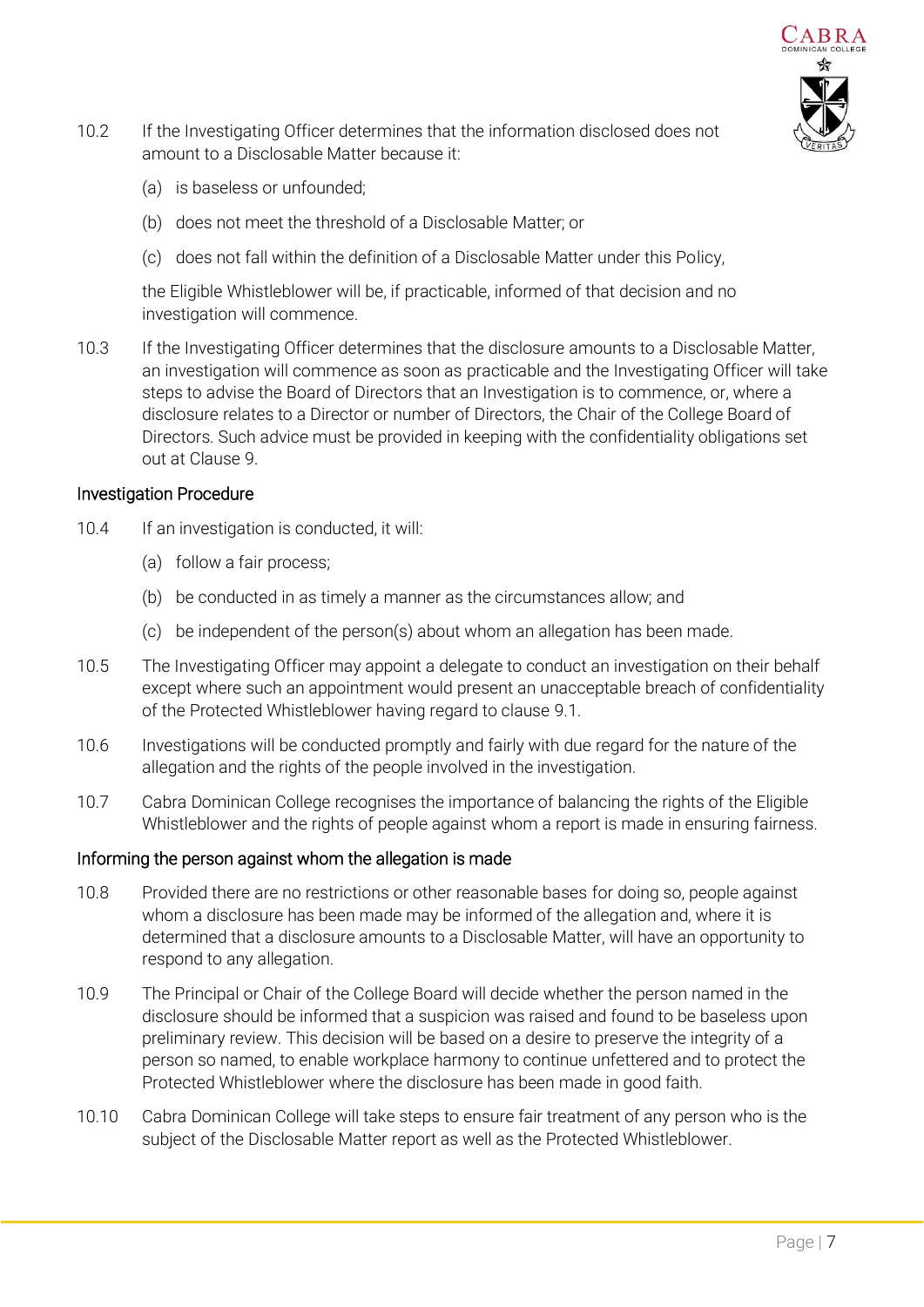10.2 If the Investigating Officer determines that the information disclosed does not amount to a Disclosable Matter because it:

(a) is baseless or unfounded;

(b) does not meet the threshold of a Disclosable Matter; or

(c) does not fall within the definition of a Disclosable Matter under this Policy,

the Eligible Whistleblower will be, if practicable, informed of that decision and no investigation will commence.

10.3 If the Investigating Officer determines that the disclosure amounts to a Disclosable Matter, an investigation will commence as soon as practicable and the Investigating Officer will take steps to advise the Board of Directors that an Investigation is to commence, or, where a disclosure relates to a Director or number of Directors, the Chair of the College Board of Directors. Such advice must be provided in keeping with the confidentiality obligations set out at Clause 9.

### Investigation Procedure

10.4 If an investigation is conducted, it will:

(a) follow a fair process;

(b) be conducted in as timely a manner as the circumstances allow; and

(c) be independent of the person(s) about whom an allegation has been made.

10.5 The Investigating Officer may appoint a delegate to conduct an investigation on their behalf except where such an appointment would present an unacceptable breach of confidentiality of the Protected Whistleblower having regard to clause 9.1.

10.6 Investigations will be conducted promptly and fairly with due regard for the nature of the allegation and the rights of the people involved in the investigation.

10.7 Cabra Dominican College recognises the importance of balancing the rights of the Eligible Whistleblower and the rights of people against whom a report is made in ensuring fairness.

### Informing the person against whom the allegation is made

10.8 Provided there are no restrictions or other reasonable bases for doing so, people against whom a disclosure has been made may be informed of the allegation and, where it is determined that a disclosure amounts to a Disclosable Matter, will have an opportunity to respond to any allegation.

10.9 The Principal or Chair of the College Board will decide whether the person named in the disclosure should be informed that a suspicion was raised and found to be baseless upon preliminary review. This decision will be based on a desire to preserve the integrity of a person so named, to enable workplace harmony to continue unfettered and to protect the Protected Whistleblower where the disclosure has been made in good faith.

10.10 Cabra Dominican College will take steps to ensure fair treatment of any person who is the subject of the Disclosable Matter report as well as the Protected Whistleblower.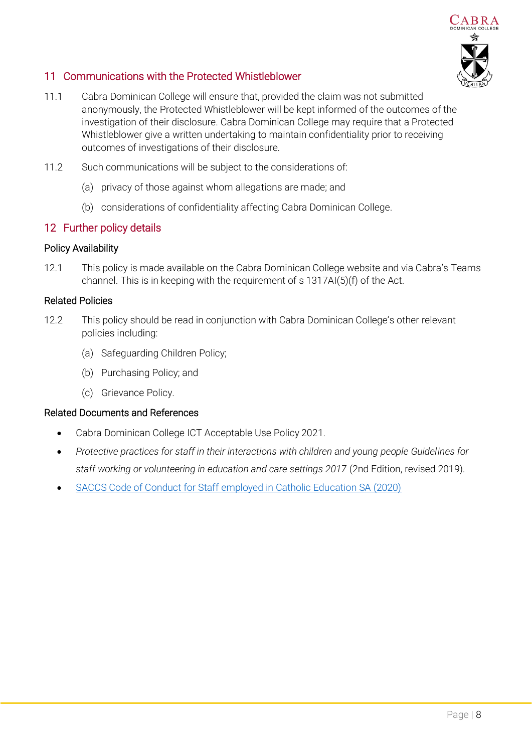## 11 Communications with the Protected Whistleblower

11.1 Cabra Dominican College will ensure that, provided the claim was not submitted anonymously, the Protected Whistleblower will be kept informed of the outcomes of the investigation of their disclosure. Cabra Dominican College may require that a Protected Whistleblower give a written undertaking to maintain confidentiality prior to receiving outcomes of investigations of their disclosure.

11.2 Such communications will be subject to the considerations of:

(a) privacy of those against whom allegations are made; and

(b) considerations of confidentiality affecting Cabra Dominican College.

## 12 Further policy details

### Policy Availability

12.1 This policy is made available on the Cabra Dominican College website and via Cabra's Teams channel. This is in keeping with the requirement of s 1317AI(5)(f) of the Act.

### Related Policies

12.2 This policy should be read in conjunction with Cabra Dominican College's other relevant policies including:

(a) Safeguarding Children Policy;

(b) Purchasing Policy; and

(c) Grievance Policy.

### Related Documents and References

- Cabra Dominican College ICT Acceptable Use Policy 2021.
- *Protective practices for staff in their interactions with children and young people Guidelines for staff working or volunteering in education and care settings 2017* (2nd Edition, revised 2019).
- SACCS Code of Conduct for Staff employed in Catholic Education SA (2020)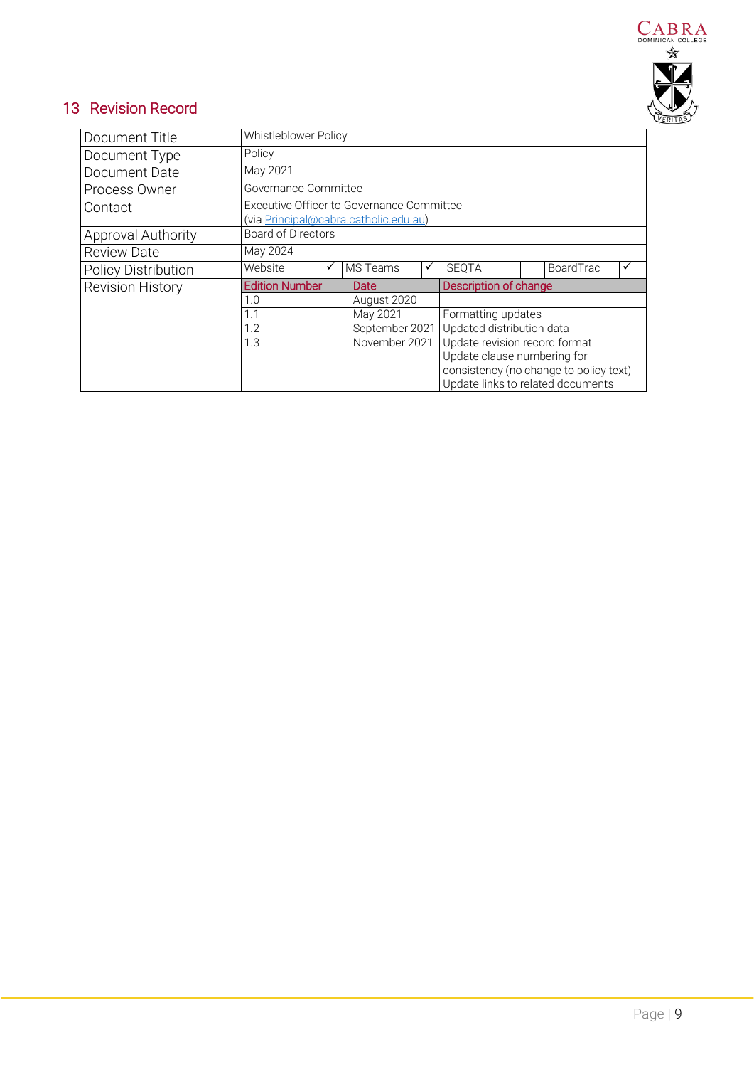## 13 Revision Record

| | | | | | | | | |
|---|---|---|---|---|---|---|---|---|
| Document Title | Whistleblower Policy | | | | | | | |
| Document Type | Policy | | | | | | | |
| Document Date | May 2021 | | | | | | | |
| Process Owner | Governance Committee | | | | | | | |
| Contact | Executive Officer to Governance Committee (via Principal@cabra.catholic.edu.au) | | | | | | | |
| Approval Authority | Board of Directors | | | | | | | |
| Review Date | May 2024 | | | | | | | |
| Policy Distribution | Website | ✓ | MS Teams | ✓ | SEQTA | | BoardTrac | ✓ |
| Revision History | Edition Number | | Date | | Description of change | | | |
| | 1.0 | | August 2020 | | | | | |
| | 1.1 | | May 2021 | | Formatting updates | | | |
| | 1.2 | | September 2021 | | Updated distribution data | | | |
| | 1.3 | | November 2021 | | Update revision record format<br>Update clause numbering for consistency (no change to policy text)<br>Update links to related documents | | | |